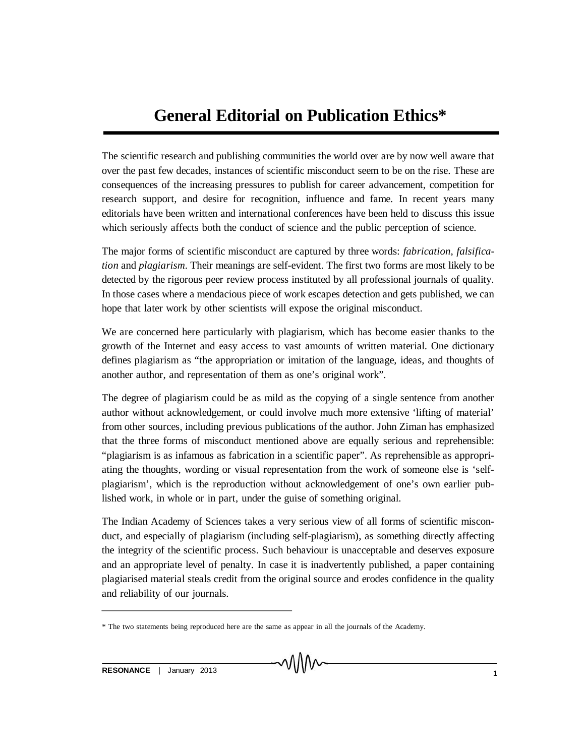# General Editorial on Publication Ethics*

The scientific research and publishing communities the world over are by now well aware that over the past few decades, instances of scientific misconduct seem to be on the rise. These are consequences of the increasing pressures to publish for career advancement, competition for research support, and desire for recognition, influence and fame. In recent years many editorials have been written and international conferences have been held to discuss this issue which seriously affects both the conduct of science and the public perception of science.

The major forms of scientific misconduct are captured by three words: *fabrication*, *falsification* and *plagiarism*. Their meanings are self-evident. The first two forms are most likely to be detected by the rigorous peer review process instituted by all professional journals of quality. In those cases where a mendacious piece of work escapes detection and gets published, we can hope that later work by other scientists will expose the original misconduct.

We are concerned here particularly with plagiarism, which has become easier thanks to the growth of the Internet and easy access to vast amounts of written material. One dictionary defines plagiarism as "the appropriation or imitation of the language, ideas, and thoughts of another author, and representation of them as one's original work".

The degree of plagiarism could be as mild as the copying of a single sentence from another author without acknowledgement, or could involve much more extensive 'lifting of material' from other sources, including previous publications of the author. John Ziman has emphasized that the three forms of misconduct mentioned above are equally serious and reprehensible: "plagiarism is as infamous as fabrication in a scientific paper". As reprehensible as appropriating the thoughts, wording or visual representation from the work of someone else is 'self-plagiarism', which is the reproduction without acknowledgement of one's own earlier published work, in whole or in part, under the guise of something original.

The Indian Academy of Sciences takes a very serious view of all forms of scientific misconduct, and especially of plagiarism (including self-plagiarism), as something directly affecting the integrity of the scientific process. Such behaviour is unacceptable and deserves exposure and an appropriate level of penalty. In case it is inadvertently published, a paper containing plagiarised material steals credit from the original source and erodes confidence in the quality and reliability of our journals.

---

* The two statements being reproduced here are the same as appear in all the journals of the Academy.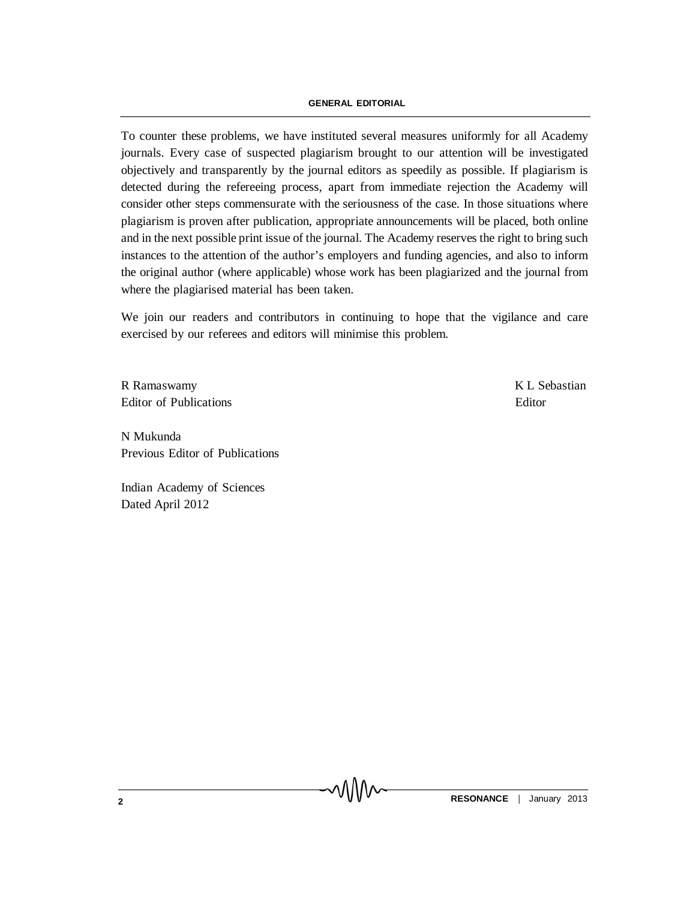To counter these problems, we have instituted several measures uniformly for all Academy journals. Every case of suspected plagiarism brought to our attention will be investigated objectively and transparently by the journal editors as speedily as possible. If plagiarism is detected during the refereeing process, apart from immediate rejection the Academy will consider other steps commensurate with the seriousness of the case. In those situations where plagiarism is proven after publication, appropriate announcements will be placed, both online and in the next possible print issue of the journal. The Academy reserves the right to bring such instances to the attention of the author's employers and funding agencies, and also to inform the original author (where applicable) whose work has been plagiarized and the journal from where the plagiarised material has been taken.

We join our readers and contributors in continuing to hope that the vigilance and care exercised by our referees and editors will minimise this problem.

R Ramaswamy
Editor of Publications

K L Sebastian
Editor

N Mukunda
Previous Editor of Publications

Indian Academy of Sciences
Dated April 2012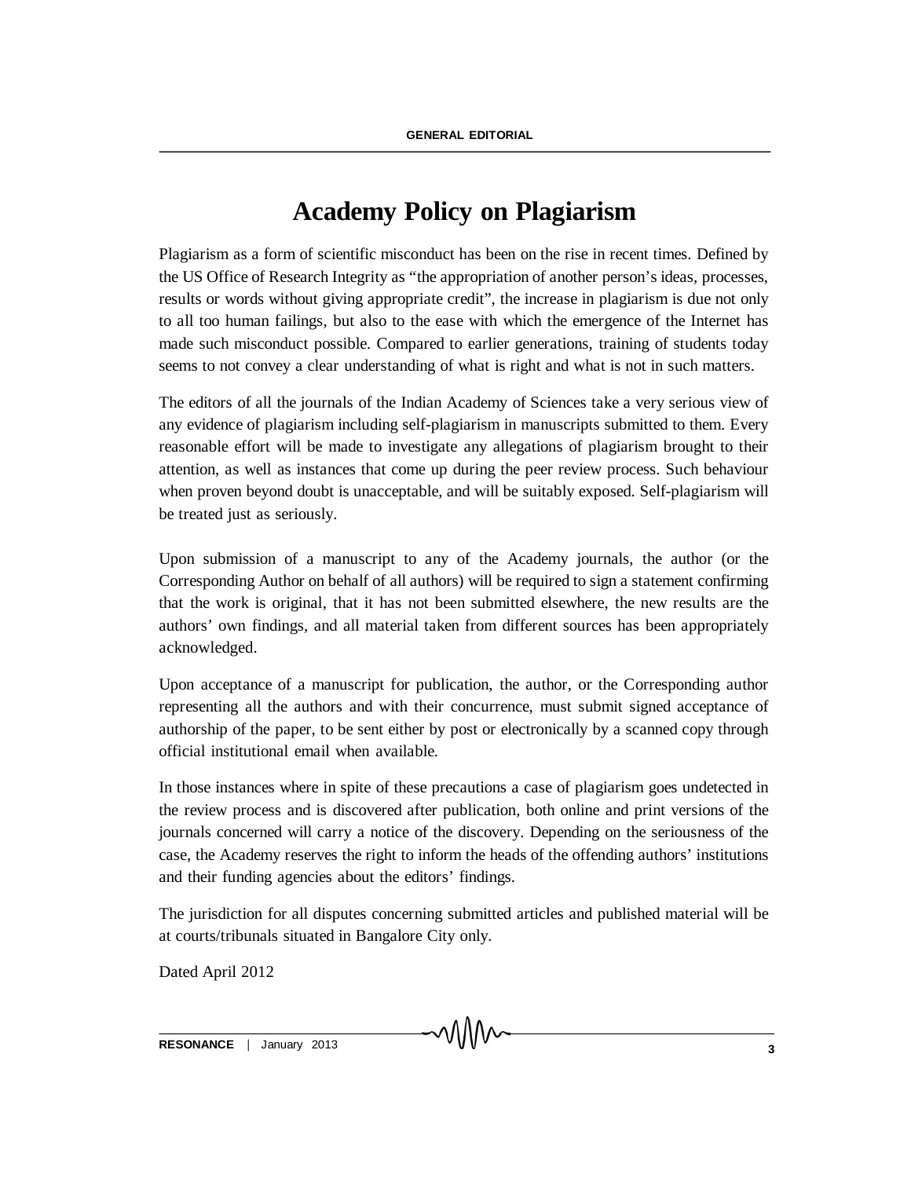# Academy Policy on Plagiarism

Plagiarism as a form of scientific misconduct has been on the rise in recent times. Defined by the US Office of Research Integrity as "the appropriation of another person's ideas, processes, results or words without giving appropriate credit", the increase in plagiarism is due not only to all too human failings, but also to the ease with which the emergence of the Internet has made such misconduct possible. Compared to earlier generations, training of students today seems to not convey a clear understanding of what is right and what is not in such matters.

The editors of all the journals of the Indian Academy of Sciences take a very serious view of any evidence of plagiarism including self-plagiarism in manuscripts submitted to them. Every reasonable effort will be made to investigate any allegations of plagiarism brought to their attention, as well as instances that come up during the peer review process. Such behaviour when proven beyond doubt is unacceptable, and will be suitably exposed. Self-plagiarism will be treated just as seriously.

Upon submission of a manuscript to any of the Academy journals, the author (or the Corresponding Author on behalf of all authors) will be required to sign a statement confirming that the work is original, that it has not been submitted elsewhere, the new results are the authors' own findings, and all material taken from different sources has been appropriately acknowledged.

Upon acceptance of a manuscript for publication, the author, or the Corresponding author representing all the authors and with their concurrence, must submit signed acceptance of authorship of the paper, to be sent either by post or electronically by a scanned copy through official institutional email when available.

In those instances where in spite of these precautions a case of plagiarism goes undetected in the review process and is discovered after publication, both online and print versions of the journals concerned will carry a notice of the discovery. Depending on the seriousness of the case, the Academy reserves the right to inform the heads of the offending authors' institutions and their funding agencies about the editors' findings.

The jurisdiction for all disputes concerning submitted articles and published material will be at courts/tribunals situated in Bangalore City only.

Dated April 2012